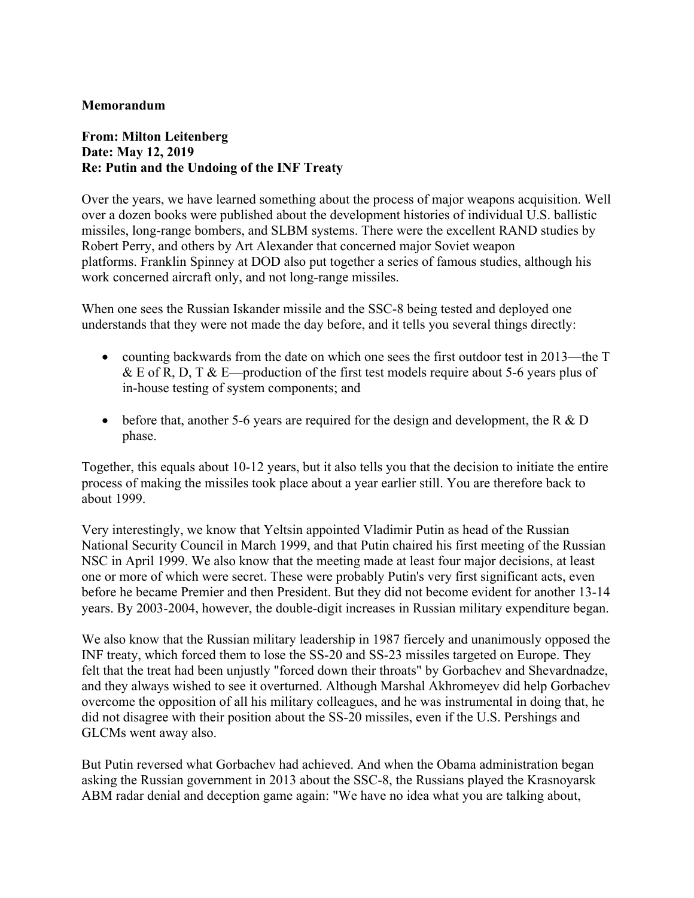**Memorandum**

**From: Milton Leitenberg**
**Date: May 12, 2019**
**Re: Putin and the Undoing of the INF Treaty**

Over the years, we have learned something about the process of major weapons acquisition. Well over a dozen books were published about the development histories of individual U.S. ballistic missiles, long-range bombers, and SLBM systems. There were the excellent RAND studies by Robert Perry, and others by Art Alexander that concerned major Soviet weapon platforms. Franklin Spinney at DOD also put together a series of famous studies, although his work concerned aircraft only, and not long-range missiles.

When one sees the Russian Iskander missile and the SSC-8 being tested and deployed one understands that they were not made the day before, and it tells you several things directly:

- counting backwards from the date on which one sees the first outdoor test in 2013—the T & E of R, D, T & E—production of the first test models require about 5-6 years plus of in-house testing of system components; and
- before that, another 5-6 years are required for the design and development, the R & D phase.

Together, this equals about 10-12 years, but it also tells you that the decision to initiate the entire process of making the missiles took place about a year earlier still. You are therefore back to about 1999.

Very interestingly, we know that Yeltsin appointed Vladimir Putin as head of the Russian National Security Council in March 1999, and that Putin chaired his first meeting of the Russian NSC in April 1999. We also know that the meeting made at least four major decisions, at least one or more of which were secret. These were probably Putin's very first significant acts, even before he became Premier and then President. But they did not become evident for another 13-14 years. By 2003-2004, however, the double-digit increases in Russian military expenditure began.

We also know that the Russian military leadership in 1987 fiercely and unanimously opposed the INF treaty, which forced them to lose the SS-20 and SS-23 missiles targeted on Europe. They felt that the treat had been unjustly "forced down their throats" by Gorbachev and Shevardnadze, and they always wished to see it overturned. Although Marshal Akhromeyev did help Gorbachev overcome the opposition of all his military colleagues, and he was instrumental in doing that, he did not disagree with their position about the SS-20 missiles, even if the U.S. Pershings and GLCMs went away also.

But Putin reversed what Gorbachev had achieved. And when the Obama administration began asking the Russian government in 2013 about the SSC-8, the Russians played the Krasnoyarsk ABM radar denial and deception game again: "We have no idea what you are talking about,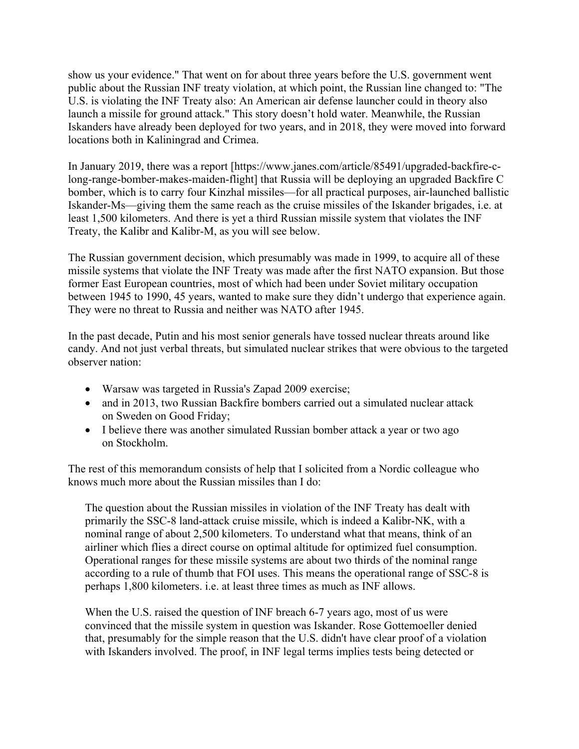show us your evidence." That went on for about three years before the U.S. government went public about the Russian INF treaty violation, at which point, the Russian line changed to: "The U.S. is violating the INF Treaty also: An American air defense launcher could in theory also launch a missile for ground attack." This story doesn't hold water. Meanwhile, the Russian Iskanders have already been deployed for two years, and in 2018, they were moved into forward locations both in Kaliningrad and Crimea.

In January 2019, there was a report [https://www.janes.com/article/85491/upgraded-backfire-c-long-range-bomber-makes-maiden-flight] that Russia will be deploying an upgraded Backfire C bomber, which is to carry four Kinzhal missiles—for all practical purposes, air-launched ballistic Iskander-Ms—giving them the same reach as the cruise missiles of the Iskander brigades, i.e. at least 1,500 kilometers. And there is yet a third Russian missile system that violates the INF Treaty, the Kalibr and Kalibr-M, as you will see below.

The Russian government decision, which presumably was made in 1999, to acquire all of these missile systems that violate the INF Treaty was made after the first NATO expansion. But those former East European countries, most of which had been under Soviet military occupation between 1945 to 1990, 45 years, wanted to make sure they didn't undergo that experience again. They were no threat to Russia and neither was NATO after 1945.

In the past decade, Putin and his most senior generals have tossed nuclear threats around like candy. And not just verbal threats, but simulated nuclear strikes that were obvious to the targeted observer nation:

- Warsaw was targeted in Russia's Zapad 2009 exercise;
- and in 2013, two Russian Backfire bombers carried out a simulated nuclear attack on Sweden on Good Friday;
- I believe there was another simulated Russian bomber attack a year or two ago on Stockholm.

The rest of this memorandum consists of help that I solicited from a Nordic colleague who knows much more about the Russian missiles than I do:

> The question about the Russian missiles in violation of the INF Treaty has dealt with primarily the SSC-8 land-attack cruise missile, which is indeed a Kalibr-NK, with a nominal range of about 2,500 kilometers. To understand what that means, think of an airliner which flies a direct course on optimal altitude for optimized fuel consumption. Operational ranges for these missile systems are about two thirds of the nominal range according to a rule of thumb that FOI uses. This means the operational range of SSC-8 is perhaps 1,800 kilometers. i.e. at least three times as much as INF allows.
>
> When the U.S. raised the question of INF breach 6-7 years ago, most of us were convinced that the missile system in question was Iskander. Rose Gottemoeller denied that, presumably for the simple reason that the U.S. didn't have clear proof of a violation with Iskanders involved. The proof, in INF legal terms implies tests being detected or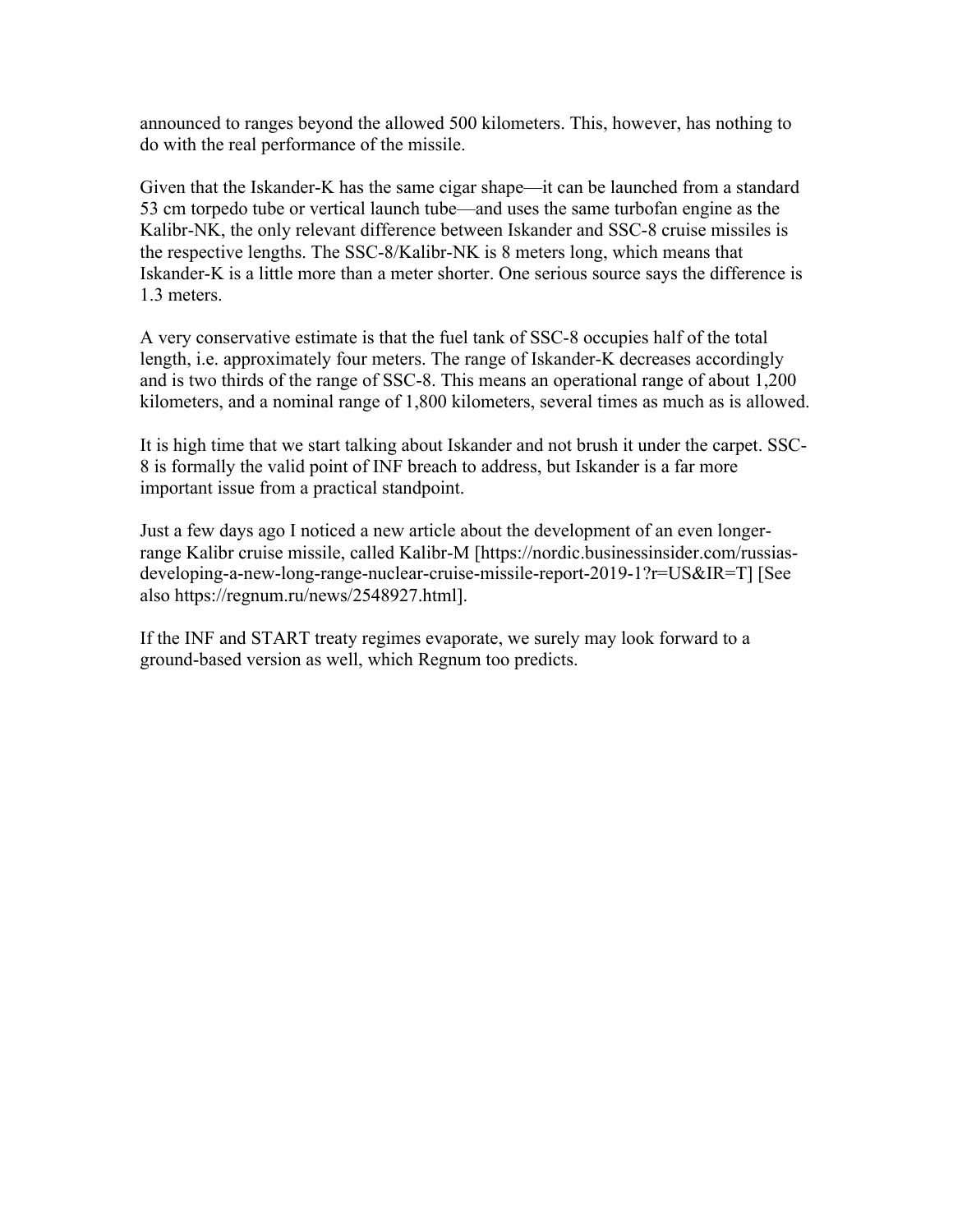announced to ranges beyond the allowed 500 kilometers. This, however, has nothing to do with the real performance of the missile.

Given that the Iskander-K has the same cigar shape—it can be launched from a standard 53 cm torpedo tube or vertical launch tube—and uses the same turbofan engine as the Kalibr-NK, the only relevant difference between Iskander and SSC-8 cruise missiles is the respective lengths. The SSC-8/Kalibr-NK is 8 meters long, which means that Iskander-K is a little more than a meter shorter. One serious source says the difference is 1.3 meters.

A very conservative estimate is that the fuel tank of SSC-8 occupies half of the total length, i.e. approximately four meters. The range of Iskander-K decreases accordingly and is two thirds of the range of SSC-8. This means an operational range of about 1,200 kilometers, and a nominal range of 1,800 kilometers, several times as much as is allowed.

It is high time that we start talking about Iskander and not brush it under the carpet. SSC-8 is formally the valid point of INF breach to address, but Iskander is a far more important issue from a practical standpoint.

Just a few days ago I noticed a new article about the development of an even longer-range Kalibr cruise missile, called Kalibr-M [https://nordic.businessinsider.com/russias-developing-a-new-long-range-nuclear-cruise-missile-report-2019-1?r=US&IR=T] [See also https://regnum.ru/news/2548927.html].

If the INF and START treaty regimes evaporate, we surely may look forward to a ground-based version as well, which Regnum too predicts.